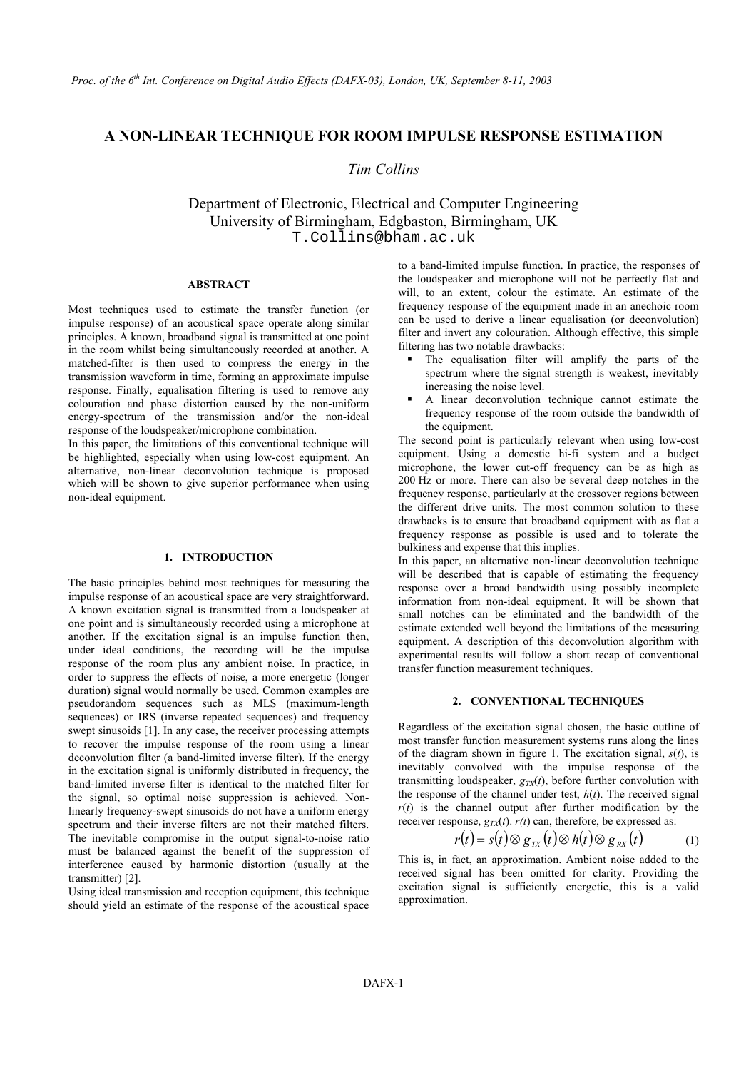# A NON-LINEAR TECHNIQUE FOR ROOM IMPULSE RESPONSE ESTIMATION

*Tim Collins*

Department of Electronic, Electrical and Computer Engineering
University of Birmingham, Edgbaston, Birmingham, UK
T.Collins@bham.ac.uk

## ABSTRACT

Most techniques used to estimate the transfer function (or impulse response) of an acoustical space operate along similar principles. A known, broadband signal is transmitted at one point in the room whilst being simultaneously recorded at another. A matched-filter is then used to compress the energy in the transmission waveform in time, forming an approximate impulse response. Finally, equalisation filtering is used to remove any colouration and phase distortion caused by the non-uniform energy-spectrum of the transmission and/or the non-ideal response of the loudspeaker/microphone combination.

In this paper, the limitations of this conventional technique will be highlighted, especially when using low-cost equipment. An alternative, non-linear deconvolution technique is proposed which will be shown to give superior performance when using non-ideal equipment.

## 1. INTRODUCTION

The basic principles behind most techniques for measuring the impulse response of an acoustical space are very straightforward. A known excitation signal is transmitted from a loudspeaker at one point and is simultaneously recorded using a microphone at another. If the excitation signal is an impulse function then, under ideal conditions, the recording will be the impulse response of the room plus any ambient noise. In practice, in order to suppress the effects of noise, a more energetic (longer duration) signal would normally be used. Common examples are pseudorandom sequences such as MLS (maximum-length sequences) or IRS (inverse repeated sequences) and frequency swept sinusoids [1]. In any case, the receiver processing attempts to recover the impulse response of the room using a linear deconvolution filter (a band-limited inverse filter). If the energy in the excitation signal is uniformly distributed in frequency, the band-limited inverse filter is identical to the matched filter for the signal, so optimal noise suppression is achieved. Non-linearly frequency-swept sinusoids do not have a uniform energy spectrum and their inverse filters are not their matched filters. The inevitable compromise in the output signal-to-noise ratio must be balanced against the benefit of the suppression of interference caused by harmonic distortion (usually at the transmitter) [2].

Using ideal transmission and reception equipment, this technique should yield an estimate of the response of the acoustical space to a band-limited impulse function. In practice, the responses of the loudspeaker and microphone will not be perfectly flat and will, to an extent, colour the estimate. An estimate of the frequency response of the equipment made in an anechoic room can be used to derive a linear equalisation (or deconvolution) filter and invert any colouration. Although effective, this simple filtering has two notable drawbacks:

- The equalisation filter will amplify the parts of the spectrum where the signal strength is weakest, inevitably increasing the noise level.
- A linear deconvolution technique cannot estimate the frequency response of the room outside the bandwidth of the equipment.

The second point is particularly relevant when using low-cost equipment. Using a domestic hi-fi system and a budget microphone, the lower cut-off frequency can be as high as 200 Hz or more. There can also be several deep notches in the frequency response, particularly at the crossover regions between the different drive units. The most common solution to these drawbacks is to ensure that broadband equipment with as flat a frequency response as possible is used and to tolerate the bulkiness and expense that this implies.

In this paper, an alternative non-linear deconvolution technique will be described that is capable of estimating the frequency response over a broad bandwidth using possibly incomplete information from non-ideal equipment. It will be shown that small notches can be eliminated and the bandwidth of the estimate extended well beyond the limitations of the measuring equipment. A description of this deconvolution algorithm with experimental results will follow a short recap of conventional transfer function measurement techniques.

## 2. CONVENTIONAL TECHNIQUES

Regardless of the excitation signal chosen, the basic outline of most transfer function measurement systems runs along the lines of the diagram shown in figure 1. The excitation signal, $s(t)$, is inevitably convolved with the impulse response of the transmitting loudspeaker, $g_{TX}(t)$, before further convolution with the response of the channel under test, $h(t)$. The received signal $r(t)$ is the channel output after further modification by the receiver response, $g_{TX}(t)$. $r(t)$ can, therefore, be expressed as:

$$r(t) = s(t) \otimes g_{TX}(t) \otimes h(t) \otimes g_{RX}(t) \tag{1}$$

This is, in fact, an approximation. Ambient noise added to the received signal has been omitted for clarity. Providing the excitation signal is sufficiently energetic, this is a valid approximation.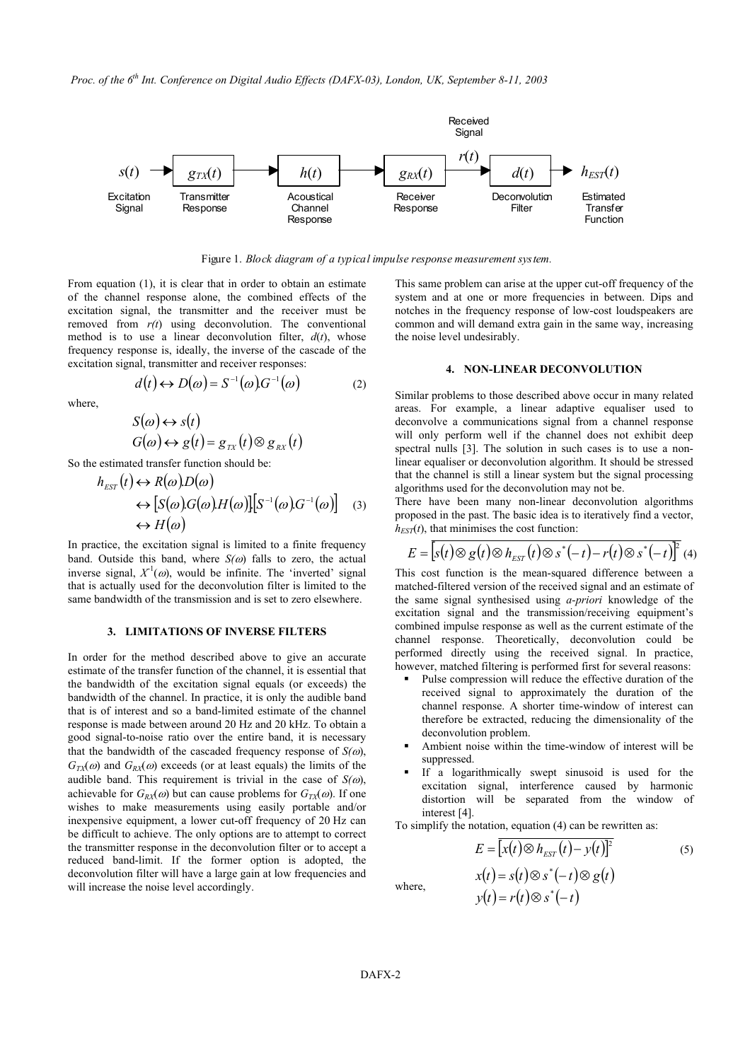Figure 1. *Block diagram of a typical impulse response measurement system.*

From equation (1), it is clear that in order to obtain an estimate of the channel response alone, the combined effects of the excitation signal, the transmitter and the receiver must be removed from $r(t)$ using deconvolution. The conventional method is to use a linear deconvolution filter, $d(t)$, whose frequency response is, ideally, the inverse of the cascade of the excitation signal, transmitter and receiver responses:

$$d(t) \leftrightarrow D(\omega) = S^{-1}(\omega).G^{-1}(\omega) \tag{2}$$

where,

$$S(\omega) \leftrightarrow s(t)$$
$$G(\omega) \leftrightarrow g(t) = g_{TX}(t) \otimes g_{RX}(t)$$

So the estimated transfer function should be:

$$\begin{aligned} h_{EST}(t) &\leftrightarrow R(\omega).D(\omega) \\ &\leftrightarrow [S(\omega).G(\omega).H(\omega)].[S^{-1}(\omega).G^{-1}(\omega)] \\ &\leftrightarrow H(\omega) \end{aligned} \tag{3}$$

In practice, the excitation signal is limited to a finite frequency band. Outside this band, where $S(\omega)$ falls to zero, the actual inverse signal, $X^{-1}(\omega)$, would be infinite. The 'inverted' signal that is actually used for the deconvolution filter is limited to the same bandwidth of the transmission and is set to zero elsewhere.

## 3. LIMITATIONS OF INVERSE FILTERS

In order for the method described above to give an accurate estimate of the transfer function of the channel, it is essential that the bandwidth of the excitation signal equals (or exceeds) the bandwidth of the channel. In practice, it is only the audible band that is of interest and so a band-limited estimate of the channel response is made between around 20 Hz and 20 kHz. To obtain a good signal-to-noise ratio over the entire band, it is necessary that the bandwidth of the cascaded frequency response of $S(\omega)$, $G_{TX}(\omega)$ and $G_{RX}(\omega)$ exceeds (or at least equals) the limits of the audible band. This requirement is trivial in the case of $S(\omega)$, achievable for $G_{RX}(\omega)$ but can cause problems for $G_{TX}(\omega)$. If one wishes to make measurements using easily portable and/or inexpensive equipment, a lower cut-off frequency of 20 Hz can be difficult to achieve. The only options are to attempt to correct the transmitter response in the deconvolution filter or to accept a reduced band-limit. If the former option is adopted, the deconvolution filter will have a large gain at low frequencies and will increase the noise level accordingly.

This same problem can arise at the upper cut-off frequency of the system and at one or more frequencies in between. Dips and notches in the frequency response of low-cost loudspeakers are common and will demand extra gain in the same way, increasing the noise level undesirably.

## 4. NON-LINEAR DECONVOLUTION

Similar problems to those described above occur in many related areas. For example, a linear adaptive equaliser used to deconvolve a communications signal from a channel response will only perform well if the channel does not exhibit deep spectral nulls [3]. The solution in such cases is to use a non-linear equaliser or deconvolution algorithm. It should be stressed that the channel is still a linear system but the signal processing algorithms used for the deconvolution may not be.

There have been many non-linear deconvolution algorithms proposed in the past. The basic idea is to iteratively find a vector, $h_{EST}(t)$, that minimises the cost function:

$$E = \overline{\left[s(t) \otimes g(t) \otimes h_{EST}(t) \otimes s^*(-t) - r(t) \otimes s^*(-t)\right]^2} \tag{4}$$

This cost function is the mean-squared difference between a matched-filtered version of the received signal and an estimate of the same signal synthesised using *a-priori* knowledge of the excitation signal and the transmission/receiving equipment's combined impulse response as well as the current estimate of the channel response. Theoretically, deconvolution could be performed directly using the received signal. In practice, however, matched filtering is performed first for several reasons:

- Pulse compression will reduce the effective duration of the received signal to approximately the duration of the channel response. A shorter time-window of interest can therefore be extracted, reducing the dimensionality of the deconvolution problem.
- Ambient noise within the time-window of interest will be suppressed.
- If a logarithmically swept sinusoid is used for the excitation signal, interference caused by harmonic distortion will be separated from the window of interest [4].

To simplify the notation, equation (4) can be rewritten as:

$$E = \overline{\left[x(t) \otimes h_{EST}(t) - y(t)\right]^2} \tag{5}$$

where,

$$x(t) = s(t) \otimes s^*(-t) \otimes g(t)$$
$$y(t) = r(t) \otimes s^*(-t)$$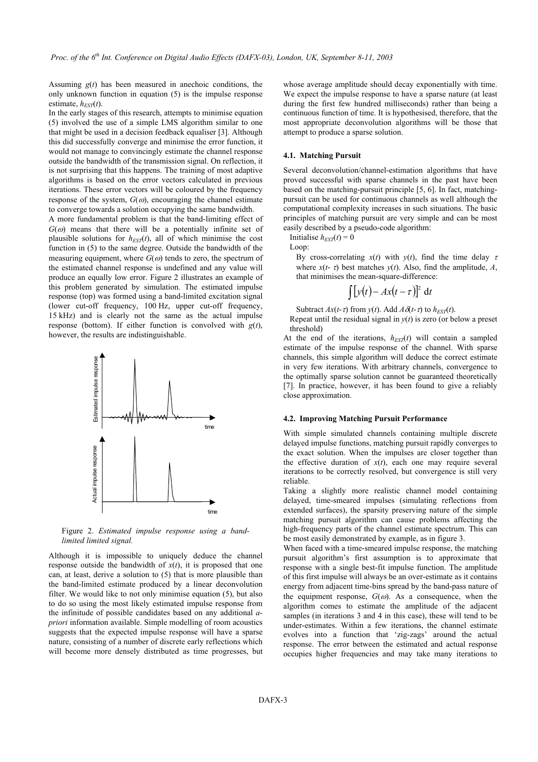Assuming $g(t)$ has been measured in anechoic conditions, the only unknown function in equation (5) is the impulse response estimate, $h_{EST}(t)$.

In the early stages of this research, attempts to minimise equation (5) involved the use of a simple LMS algorithm similar to one that might be used in a decision feedback equaliser [3]. Although this did successfully converge and minimise the error function, it would not manage to convincingly estimate the channel response outside the bandwidth of the transmission signal. On reflection, it is not surprising that this happens. The training of most adaptive algorithms is based on the error vectors calculated in previous iterations. These error vectors will be coloured by the frequency response of the system, $G(\omega)$, encouraging the channel estimate to converge towards a solution occupying the same bandwidth.

A more fundamental problem is that the band-limiting effect of $G(\omega)$ means that there will be a potentially infinite set of plausible solutions for $h_{EST}(t)$, all of which minimise the cost function in (5) to the same degree. Outside the bandwidth of the measuring equipment, where $G(\omega)$ tends to zero, the spectrum of the estimated channel response is undefined and any value will produce an equally low error. Figure 2 illustrates an example of this problem generated by simulation. The estimated impulse response (top) was formed using a band-limited excitation signal (lower cut-off frequency, 100 Hz, upper cut-off frequency, 15 kHz) and is clearly not the same as the actual impulse response (bottom). If either function is convolved with $g(t)$, however, the results are indistinguishable.

Figure 2. *Estimated impulse response using a band-limited limited signal.*

Although it is impossible to uniquely deduce the channel response outside the bandwidth of $x(t)$, it is proposed that one can, at least, derive a solution to (5) that is more plausible than the band-limited estimate produced by a linear deconvolution filter. We would like to not only minimise equation (5), but also to do so using the most likely estimated impulse response from the infinitude of possible candidates based on any additional *a-priori* information available. Simple modelling of room acoustics suggests that the expected impulse response will have a sparse nature, consisting of a number of discrete early reflections which will become more densely distributed as time progresses, but whose average amplitude should decay exponentially with time. We expect the impulse response to have a sparse nature (at least during the first few hundred milliseconds) rather than being a continuous function of time. It is hypothesised, therefore, that the most appropriate deconvolution algorithms will be those that attempt to produce a sparse solution.

### 4.1. Matching Pursuit

Several deconvolution/channel-estimation algorithms that have proved successful with sparse channels in the past have been based on the matching-pursuit principle [5, 6]. In fact, matching-pursuit can be used for continuous channels as well although the computational complexity increases in such situations. The basic principles of matching pursuit are very simple and can be most easily described by a pseudo-code algorithm:

Initialise $h_{EST}(t) = 0$

Loop:

By cross-correlating $x(t)$ with $y(t)$, find the time delay $\tau$ where $x(t-\tau)$ best matches $y(t)$. Also, find the amplitude, $A$, that minimises the mean-square-difference:

$$\int \left[ y(t) - Ax(t-\tau) \right]^2 \, \mathrm{d}t$$

Subtract $Ax(t-\tau)$ from $y(t)$. Add $A\delta(t-\tau)$ to $h_{EST}(t)$.

Repeat until the residual signal in $y(t)$ is zero (or below a preset threshold)

At the end of the iterations, $h_{EST}(t)$ will contain a sampled estimate of the impulse response of the channel. With sparse channels, this simple algorithm will deduce the correct estimate in very few iterations. With arbitrary channels, convergence to the optimally sparse solution cannot be guaranteed theoretically [7]. In practice, however, it has been found to give a reliably close approximation.

### 4.2. Improving Matching Pursuit Performance

With simple simulated channels containing multiple discrete delayed impulse functions, matching pursuit rapidly converges to the exact solution. When the impulses are closer together than the effective duration of $x(t)$, each one may require several iterations to be correctly resolved, but convergence is still very reliable.

Taking a slightly more realistic channel model containing delayed, time-smeared impulses (simulating reflections from extended surfaces), the sparsity preserving nature of the simple matching pursuit algorithm can cause problems affecting the high-frequency parts of the channel estimate spectrum. This can be most easily demonstrated by example, as in figure 3.

When faced with a time-smeared impulse response, the matching pursuit algorithm's first assumption is to approximate that response with a single best-fit impulse function. The amplitude of this first impulse will always be an over-estimate as it contains energy from adjacent time-bins spread by the band-pass nature of the equipment response, $G(\omega)$. As a consequence, when the algorithm comes to estimate the amplitude of the adjacent samples (in iterations 3 and 4 in this case), these will tend to be under-estimates. Within a few iterations, the channel estimate evolves into a function that 'zig-zags' around the actual response. The error between the estimated and actual response occupies higher frequencies and may take many iterations to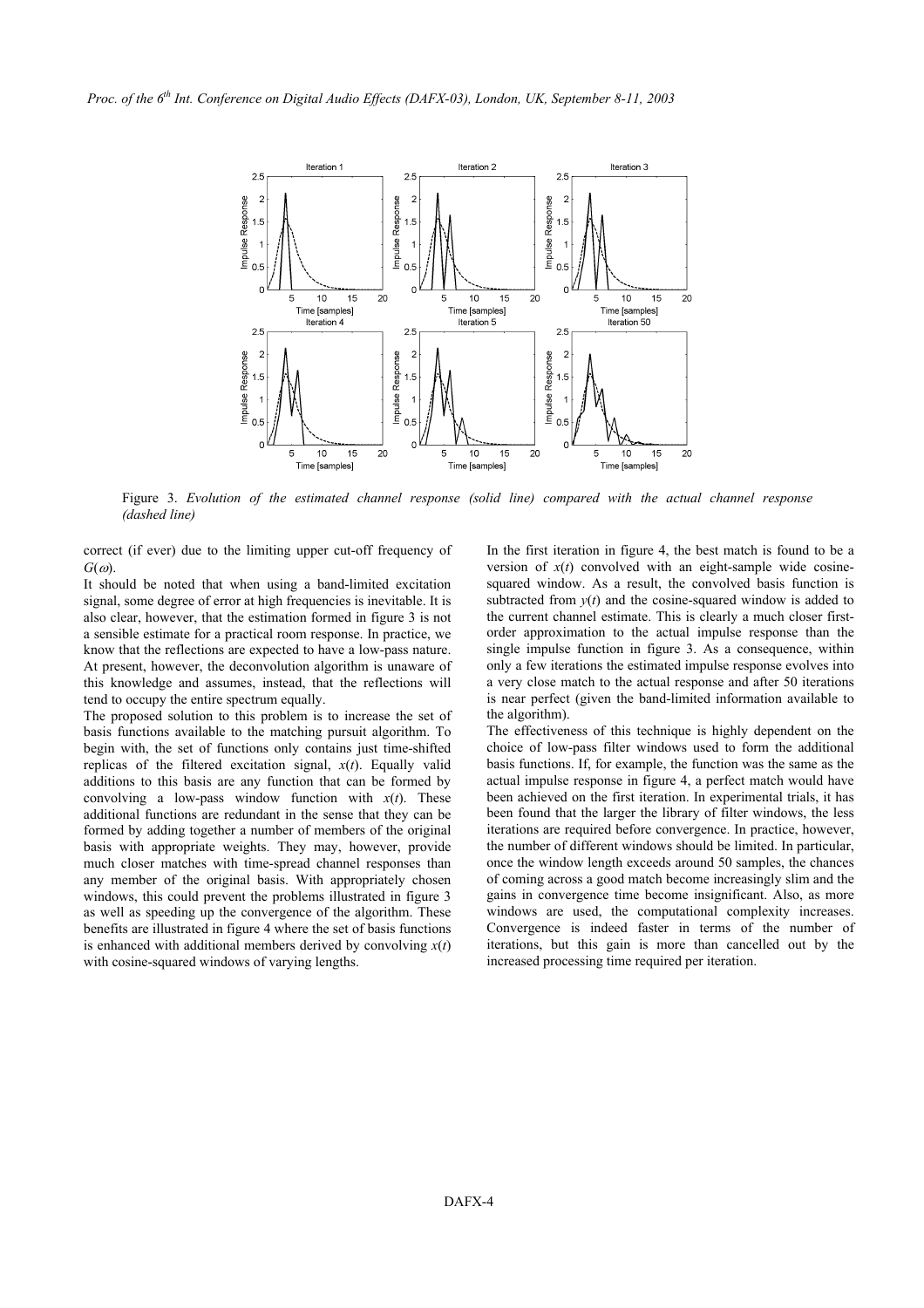Figure 3. *Evolution of the estimated channel response (solid line) compared with the actual channel response (dashed line)*

correct (if ever) due to the limiting upper cut-off frequency of $G(\omega)$.

It should be noted that when using a band-limited excitation signal, some degree of error at high frequencies is inevitable. It is also clear, however, that the estimation formed in figure 3 is not a sensible estimate for a practical room response. In practice, we know that the reflections are expected to have a low-pass nature. At present, however, the deconvolution algorithm is unaware of this knowledge and assumes, instead, that the reflections will tend to occupy the entire spectrum equally.

The proposed solution to this problem is to increase the set of basis functions available to the matching pursuit algorithm. To begin with, the set of functions only contains just time-shifted replicas of the filtered excitation signal, $x(t)$. Equally valid additions to this basis are any function that can be formed by convolving a low-pass window function with $x(t)$. These additional functions are redundant in the sense that they can be formed by adding together a number of members of the original basis with appropriate weights. They may, however, provide much closer matches with time-spread channel responses than any member of the original basis. With appropriately chosen windows, this could prevent the problems illustrated in figure 3 as well as speeding up the convergence of the algorithm. These benefits are illustrated in figure 4 where the set of basis functions is enhanced with additional members derived by convolving $x(t)$ with cosine-squared windows of varying lengths.

In the first iteration in figure 4, the best match is found to be a version of $x(t)$ convolved with an eight-sample wide cosine-squared window. As a result, the convolved basis function is subtracted from $y(t)$ and the cosine-squared window is added to the current channel estimate. This is clearly a much closer first-order approximation to the actual impulse response than the single impulse function in figure 3. As a consequence, within only a few iterations the estimated impulse response evolves into a very close match to the actual response and after 50 iterations is near perfect (given the band-limited information available to the algorithm).

The effectiveness of this technique is highly dependent on the choice of low-pass filter windows used to form the additional basis functions. If, for example, the function was the same as the actual impulse response in figure 4, a perfect match would have been achieved on the first iteration. In experimental trials, it has been found that the larger the library of filter windows, the less iterations are required before convergence. In practice, however, the number of different windows should be limited. In particular, once the window length exceeds around 50 samples, the chances of coming across a good match become increasingly slim and the gains in convergence time become insignificant. Also, as more windows are used, the computational complexity increases. Convergence is indeed faster in terms of the number of iterations, but this gain is more than cancelled out by the increased processing time required per iteration.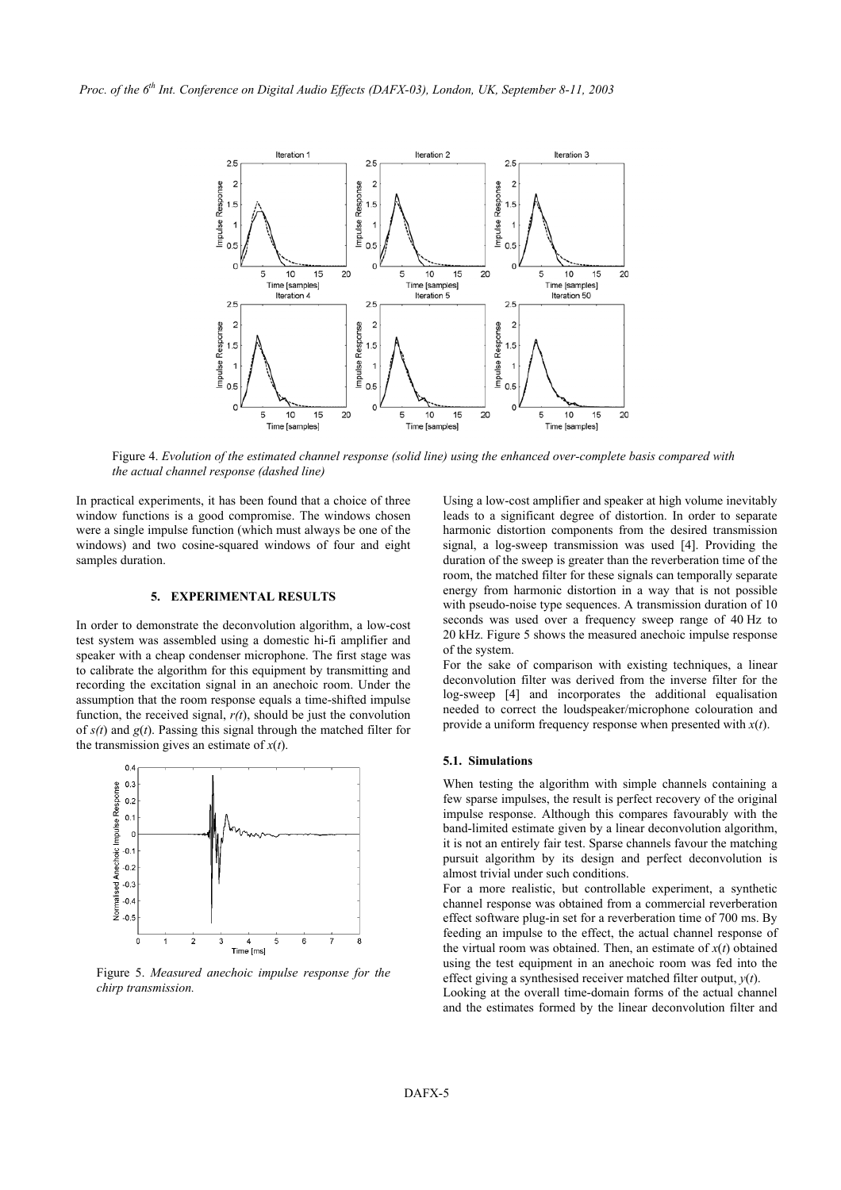Figure 4. *Evolution of the estimated channel response (solid line) using the enhanced over-complete basis compared with the actual channel response (dashed line)*

In practical experiments, it has been found that a choice of three window functions is a good compromise. The windows chosen were a single impulse function (which must always be one of the windows) and two cosine-squared windows of four and eight samples duration.

## 5. EXPERIMENTAL RESULTS

In order to demonstrate the deconvolution algorithm, a low-cost test system was assembled using a domestic hi-fi amplifier and speaker with a cheap condenser microphone. The first stage was to calibrate the algorithm for this equipment by transmitting and recording the excitation signal in an anechoic room. Under the assumption that the room response equals a time-shifted impulse function, the received signal, $r(t)$, should be just the convolution of $s(t)$ and $g(t)$. Passing this signal through the matched filter for the transmission gives an estimate of $x(t)$.

Figure 5. *Measured anechoic impulse response for the chirp transmission.*

Using a low-cost amplifier and speaker at high volume inevitably leads to a significant degree of distortion. In order to separate harmonic distortion components from the desired transmission signal, a log-sweep transmission was used [4]. Providing the duration of the sweep is greater than the reverberation time of the room, the matched filter for these signals can temporally separate energy from harmonic distortion in a way that is not possible with pseudo-noise type sequences. A transmission duration of 10 seconds was used over a frequency sweep range of 40 Hz to 20 kHz. Figure 5 shows the measured anechoic impulse response of the system.

For the sake of comparison with existing techniques, a linear deconvolution filter was derived from the inverse filter for the log-sweep [4] and incorporates the additional equalisation needed to correct the loudspeaker/microphone colouration and provide a uniform frequency response when presented with $x(t)$.

### 5.1. Simulations

When testing the algorithm with simple channels containing a few sparse impulses, the result is perfect recovery of the original impulse response. Although this compares favourably with the band-limited estimate given by a linear deconvolution algorithm, it is not an entirely fair test. Sparse channels favour the matching pursuit algorithm by its design and perfect deconvolution is almost trivial under such conditions.

For a more realistic, but controllable experiment, a synthetic channel response was obtained from a commercial reverberation effect software plug-in set for a reverberation time of 700 ms. By feeding an impulse to the effect, the actual channel response of the virtual room was obtained. Then, an estimate of $x(t)$ obtained using the test equipment in an anechoic room was fed into the effect giving a synthesised receiver matched filter output, $y(t)$.

Looking at the overall time-domain forms of the actual channel and the estimates formed by the linear deconvolution filter and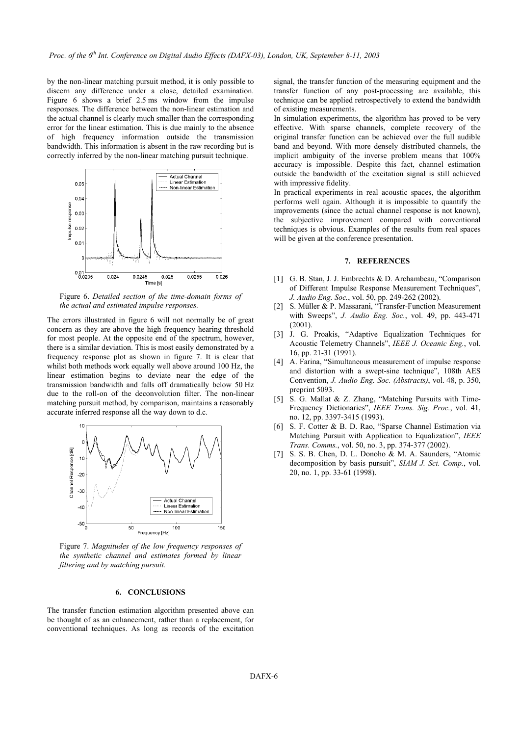by the non-linear matching pursuit method, it is only possible to discern any difference under a close, detailed examination. Figure 6 shows a brief 2.5 ms window from the impulse responses. The difference between the non-linear estimation and the actual channel is clearly much smaller than the corresponding error for the linear estimation. This is due mainly to the absence of high frequency information outside the transmission bandwidth. This information is absent in the raw recording but is correctly inferred by the non-linear matching pursuit technique.

Actual Channel
Linear Estimation
Non-linear Estimation
Impulse response
Time [s]

Figure 6. *Detailed section of the time-domain forms of the actual and estimated impulse responses.*

The errors illustrated in figure 6 will not normally be of great concern as they are above the high frequency hearing threshold for most people. At the opposite end of the spectrum, however, there is a similar deviation. This is most easily demonstrated by a frequency response plot as shown in figure 7. It is clear that whilst both methods work equally well above around 100 Hz, the linear estimation begins to deviate near the edge of the transmission bandwidth and falls off dramatically below 50 Hz due to the roll-on of the deconvolution filter. The non-linear matching pursuit method, by comparison, maintains a reasonably accurate inferred response all the way down to d.c.

Actual Channel
Linear Estimation
Non-linear Estimation
Channel Response [dB]
Frequency [Hz]

Figure 7. *Magnitudes of the low frequency responses of the synthetic channel and estimates formed by linear filtering and by matching pursuit.*

## 6. CONCLUSIONS

The transfer function estimation algorithm presented above can be thought of as an enhancement, rather than a replacement, for conventional techniques. As long as records of the excitation signal, the transfer function of the measuring equipment and the transfer function of any post-processing are available, this technique can be applied retrospectively to extend the bandwidth of existing measurements.

In simulation experiments, the algorithm has proved to be very effective. With sparse channels, complete recovery of the original transfer function can be achieved over the full audible band and beyond. With more densely distributed channels, the implicit ambiguity of the inverse problem means that 100% accuracy is impossible. Despite this fact, channel estimation outside the bandwidth of the excitation signal is still achieved with impressive fidelity.

In practical experiments in real acoustic spaces, the algorithm performs well again. Although it is impossible to quantify the improvements (since the actual channel response is not known), the subjective improvement compared with conventional techniques is obvious. Examples of the results from real spaces will be given at the conference presentation.

## 7. REFERENCES

[1] G. B. Stan, J. J. Embrechts & D. Archambeau, "Comparison of Different Impulse Response Measurement Techniques", *J. Audio Eng. Soc.*, vol. 50, pp. 249-262 (2002).

[2] S. Müller & P. Massarani, "Transfer-Function Measurement with Sweeps", *J. Audio Eng. Soc.*, vol. 49, pp. 443-471 (2001).

[3] J. G. Proakis, "Adaptive Equalization Techniques for Acoustic Telemetry Channels", *IEEE J. Oceanic Eng.*, vol. 16, pp. 21-31 (1991).

[4] A. Farina, "Simultaneous measurement of impulse response and distortion with a swept-sine technique", 108th AES Convention, *J. Audio Eng. Soc. (Abstracts)*, vol. 48, p. 350, preprint 5093.

[5] S. G. Mallat & Z. Zhang, "Matching Pursuits with Time-Frequency Dictionaries", *IEEE Trans. Sig. Proc.*, vol. 41, no. 12, pp. 3397-3415 (1993).

[6] S. F. Cotter & B. D. Rao, "Sparse Channel Estimation via Matching Pursuit with Application to Equalization", *IEEE Trans. Comms.*, vol. 50, no. 3, pp. 374-377 (2002).

[7] S. S. B. Chen, D. L. Donoho & M. A. Saunders, "Atomic decomposition by basis pursuit", *SIAM J. Sci. Comp.*, vol. 20, no. 1, pp. 33-61 (1998).